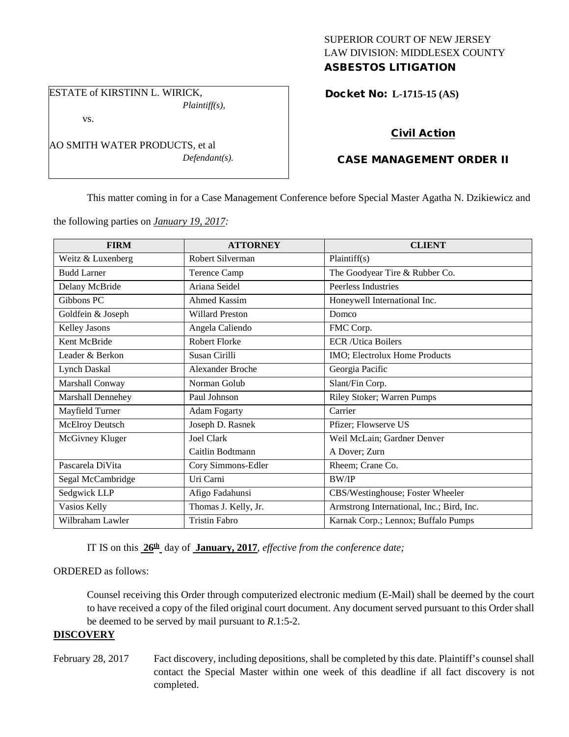SUPERIOR COURT OF NEW JERSEY
LAW DIVISION: MIDDLESEX COUNTY
**ASBESTOS LITIGATION**

ESTATE of KIRSTINN L. WIRICK,
*Plaintiff(s),*

vs.

AO SMITH WATER PRODUCTS, et al
*Defendant(s).*

**Docket No: L-1715-15 (AS)**

**Civil Action**

**CASE MANAGEMENT ORDER II**

This matter coming in for a Case Management Conference before Special Master Agatha N. Dzikiewicz and the following parties on *January 19, 2017:*

| FIRM | ATTORNEY | CLIENT |
|---|---|---|
| Weitz & Luxenberg | Robert Silverman | Plaintiff(s) |
| Budd Larner | Terence Camp | The Goodyear Tire & Rubber Co. |
| Delany McBride | Ariana Seidel | Peerless Industries |
| Gibbons PC | Ahmed Kassim | Honeywell International Inc. |
| Goldfein & Joseph | Willard Preston | Domco |
| Kelley Jasons | Angela Caliendo | FMC Corp. |
| Kent McBride | Robert Florke | ECR /Utica Boilers |
| Leader & Berkon | Susan Cirilli | IMO; Electrolux Home Products |
| Lynch Daskal | Alexander Broche | Georgia Pacific |
| Marshall Conway | Norman Golub | Slant/Fin Corp. |
| Marshall Dennehey | Paul Johnson | Riley Stoker; Warren Pumps |
| Mayfield Turner | Adam Fogarty | Carrier |
| McElroy Deutsch | Joseph D. Rasnek | Pfizer; Flowserve US |
| McGivney Kluger | Joel Clark<br>Caitlin Bodtmann | Weil McLain; Gardner Denver<br>A Dover; Zurn |
| Pascarela DiVita | Cory Simmons-Edler | Rheem; Crane Co. |
| Segal McCambridge | Uri Carni | BW/IP |
| Sedgwick LLP | Afigo Fadahunsi | CBS/Westinghouse; Foster Wheeler |
| Vasios Kelly | Thomas J. Kelly, Jr. | Armstrong International, Inc.; Bird, Inc. |
| Wilbraham Lawler | Tristin Fabro | Karnak Corp.; Lennox; Buffalo Pumps |

IT IS on this **26th** day of **January, 2017**, *effective from the conference date;*

ORDERED as follows:

Counsel receiving this Order through computerized electronic medium (E-Mail) shall be deemed by the court to have received a copy of the filed original court document. Any document served pursuant to this Order shall be deemed to be served by mail pursuant to *R*.1:5-2.

**DISCOVERY**

February 28, 2017 Fact discovery, including depositions, shall be completed by this date. Plaintiff's counsel shall contact the Special Master within one week of this deadline if all fact discovery is not completed.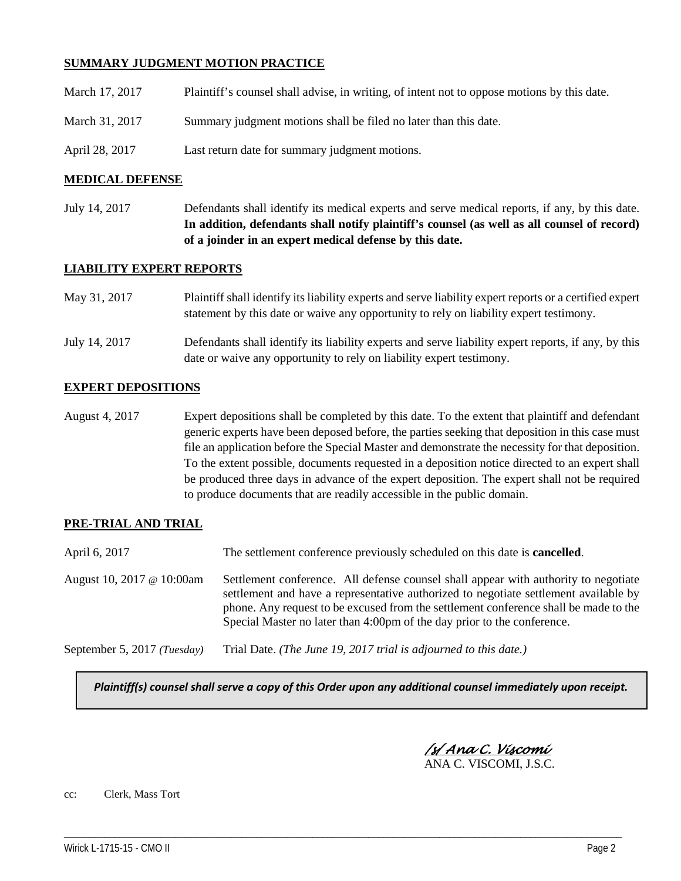**SUMMARY JUDGMENT MOTION PRACTICE**

| | |
|---|---|
| March 17, 2017 | Plaintiff's counsel shall advise, in writing, of intent not to oppose motions by this date. |
| March 31, 2017 | Summary judgment motions shall be filed no later than this date. |
| April 28, 2017 | Last return date for summary judgment motions. |

**MEDICAL DEFENSE**

| | |
|---|---|
| July 14, 2017 | Defendants shall identify its medical experts and serve medical reports, if any, by this date. **In addition, defendants shall notify plaintiff's counsel (as well as all counsel of record) of a joinder in an expert medical defense by this date.** |

**LIABILITY EXPERT REPORTS**

| | |
|---|---|
| May 31, 2017 | Plaintiff shall identify its liability experts and serve liability expert reports or a certified expert statement by this date or waive any opportunity to rely on liability expert testimony. |
| July 14, 2017 | Defendants shall identify its liability experts and serve liability expert reports, if any, by this date or waive any opportunity to rely on liability expert testimony. |

**EXPERT DEPOSITIONS**

| | |
|---|---|
| August 4, 2017 | Expert depositions shall be completed by this date. To the extent that plaintiff and defendant generic experts have been deposed before, the parties seeking that deposition in this case must file an application before the Special Master and demonstrate the necessity for that deposition. To the extent possible, documents requested in a deposition notice directed to an expert shall be produced three days in advance of the expert deposition. The expert shall not be required to produce documents that are readily accessible in the public domain. |

**PRE-TRIAL AND TRIAL**

| | |
|---|---|
| April 6, 2017 | The settlement conference previously scheduled on this date is **cancelled**. |
| August 10, 2017 @ 10:00am | Settlement conference. All defense counsel shall appear with authority to negotiate settlement and have a representative authorized to negotiate settlement available by phone. Any request to be excused from the settlement conference shall be made to the Special Master no later than 4:00pm of the day prior to the conference. |
| September 5, 2017 *(Tuesday)* | Trial Date. *(The June 19, 2017 trial is adjourned to this date.)* |

***Plaintiff(s) counsel shall serve a copy of this Order upon any additional counsel immediately upon receipt.***

*/s/ Ana C. Viscomi*
ANA C. VISCOMI, J.S.C.

cc: Clerk, Mass Tort